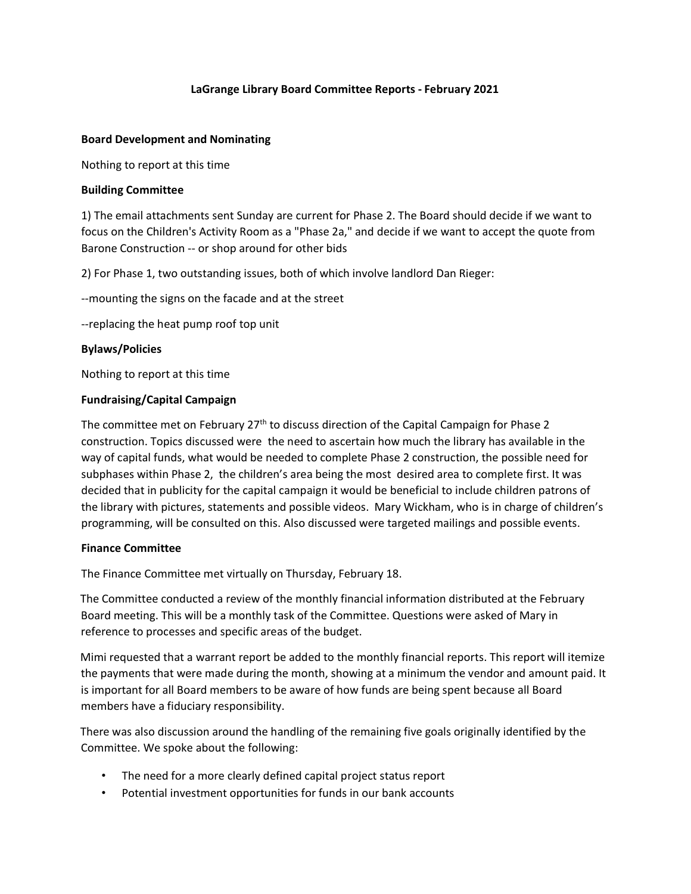# LaGrange Library Board Committee Reports - February 2021

**Board Development and Nominating**

Nothing to report at this time

**Building Committee**

1) The email attachments sent Sunday are current for Phase 2. The Board should decide if we want to focus on the Children's Activity Room as a "Phase 2a," and decide if we want to accept the quote from Barone Construction -- or shop around for other bids

2) For Phase 1, two outstanding issues, both of which involve landlord Dan Rieger:

--mounting the signs on the facade and at the street

--replacing the heat pump roof top unit

**Bylaws/Policies**

Nothing to report at this time

**Fundraising/Capital Campaign**

The committee met on February 27th to discuss direction of the Capital Campaign for Phase 2 construction. Topics discussed were the need to ascertain how much the library has available in the way of capital funds, what would be needed to complete Phase 2 construction, the possible need for subphases within Phase 2, the children's area being the most desired area to complete first. It was decided that in publicity for the capital campaign it would be beneficial to include children patrons of the library with pictures, statements and possible videos. Mary Wickham, who is in charge of children's programming, will be consulted on this. Also discussed were targeted mailings and possible events.

**Finance Committee**

The Finance Committee met virtually on Thursday, February 18.

The Committee conducted a review of the monthly financial information distributed at the February Board meeting. This will be a monthly task of the Committee. Questions were asked of Mary in reference to processes and specific areas of the budget.

Mimi requested that a warrant report be added to the monthly financial reports. This report will itemize the payments that were made during the month, showing at a minimum the vendor and amount paid. It is important for all Board members to be aware of how funds are being spent because all Board members have a fiduciary responsibility.

There was also discussion around the handling of the remaining five goals originally identified by the Committee. We spoke about the following:

- The need for a more clearly defined capital project status report
- Potential investment opportunities for funds in our bank accounts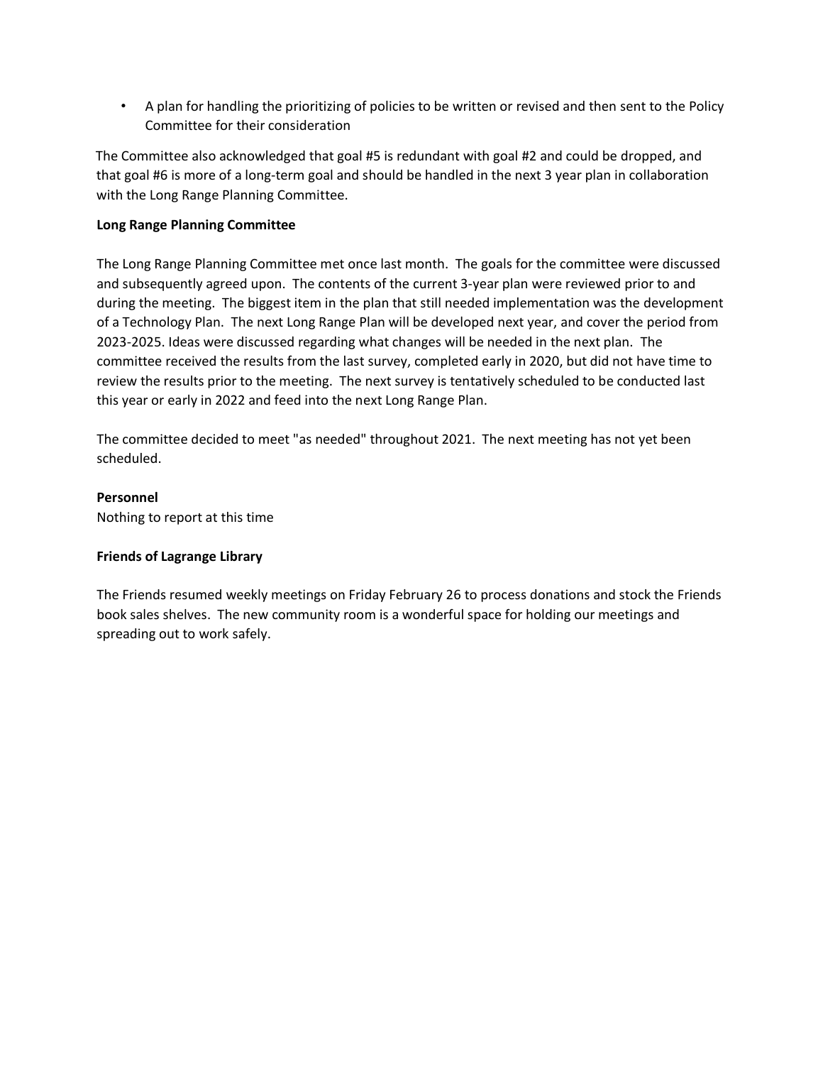- A plan for handling the prioritizing of policies to be written or revised and then sent to the Policy Committee for their consideration

The Committee also acknowledged that goal #5 is redundant with goal #2 and could be dropped, and that goal #6 is more of a long-term goal and should be handled in the next 3 year plan in collaboration with the Long Range Planning Committee.

**Long Range Planning Committee**

The Long Range Planning Committee met once last month. The goals for the committee were discussed and subsequently agreed upon. The contents of the current 3-year plan were reviewed prior to and during the meeting. The biggest item in the plan that still needed implementation was the development of a Technology Plan. The next Long Range Plan will be developed next year, and cover the period from 2023-2025. Ideas were discussed regarding what changes will be needed in the next plan. The committee received the results from the last survey, completed early in 2020, but did not have time to review the results prior to the meeting. The next survey is tentatively scheduled to be conducted last this year or early in 2022 and feed into the next Long Range Plan.

The committee decided to meet "as needed" throughout 2021. The next meeting has not yet been scheduled.

**Personnel**

Nothing to report at this time

**Friends of Lagrange Library**

The Friends resumed weekly meetings on Friday February 26 to process donations and stock the Friends book sales shelves. The new community room is a wonderful space for holding our meetings and spreading out to work safely.